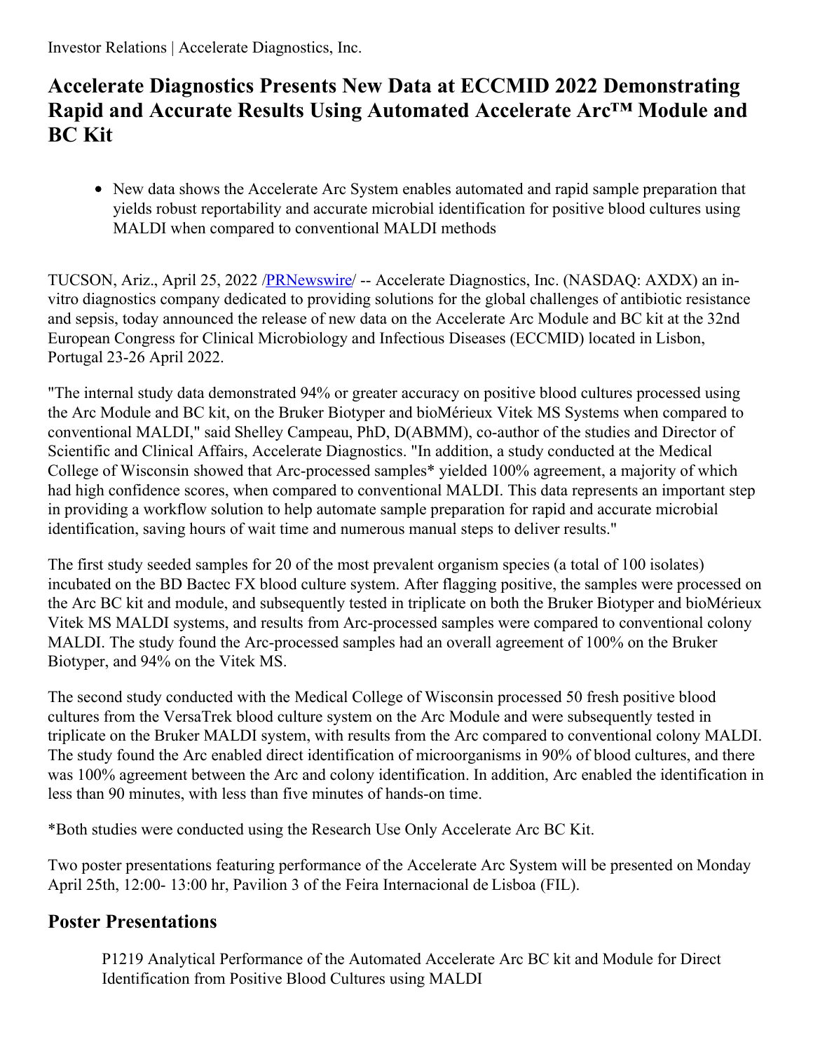Investor Relations | Accelerate Diagnostics, Inc.

# Accelerate Diagnostics Presents New Data at ECCMID 2022 Demonstrating Rapid and Accurate Results Using Automated Accelerate Arc™ Module and BC Kit

- New data shows the Accelerate Arc System enables automated and rapid sample preparation that yields robust reportability and accurate microbial identification for positive blood cultures using MALDI when compared to conventional MALDI methods

TUCSON, Ariz., April 25, 2022 /PRNewswire/ -- Accelerate Diagnostics, Inc. (NASDAQ: AXDX) an in-vitro diagnostics company dedicated to providing solutions for the global challenges of antibiotic resistance and sepsis, today announced the release of new data on the Accelerate Arc Module and BC kit at the 32nd European Congress for Clinical Microbiology and Infectious Diseases (ECCMID) located in Lisbon, Portugal 23-26 April 2022.

"The internal study data demonstrated 94% or greater accuracy on positive blood cultures processed using the Arc Module and BC kit, on the Bruker Biotyper and bioMérieux Vitek MS Systems when compared to conventional MALDI," said Shelley Campeau, PhD, D(ABMM), co-author of the studies and Director of Scientific and Clinical Affairs, Accelerate Diagnostics. "In addition, a study conducted at the Medical College of Wisconsin showed that Arc-processed samples* yielded 100% agreement, a majority of which had high confidence scores, when compared to conventional MALDI. This data represents an important step in providing a workflow solution to help automate sample preparation for rapid and accurate microbial identification, saving hours of wait time and numerous manual steps to deliver results."

The first study seeded samples for 20 of the most prevalent organism species (a total of 100 isolates) incubated on the BD Bactec FX blood culture system. After flagging positive, the samples were processed on the Arc BC kit and module, and subsequently tested in triplicate on both the Bruker Biotyper and bioMérieux Vitek MS MALDI systems, and results from Arc-processed samples were compared to conventional colony MALDI. The study found the Arc-processed samples had an overall agreement of 100% on the Bruker Biotyper, and 94% on the Vitek MS.

The second study conducted with the Medical College of Wisconsin processed 50 fresh positive blood cultures from the VersaTrek blood culture system on the Arc Module and were subsequently tested in triplicate on the Bruker MALDI system, with results from the Arc compared to conventional colony MALDI. The study found the Arc enabled direct identification of microorganisms in 90% of blood cultures, and there was 100% agreement between the Arc and colony identification. In addition, Arc enabled the identification in less than 90 minutes, with less than five minutes of hands-on time.

*Both studies were conducted using the Research Use Only Accelerate Arc BC Kit.

Two poster presentations featuring performance of the Accelerate Arc System will be presented on Monday April 25th, 12:00- 13:00 hr, Pavilion 3 of the Feira Internacional de Lisboa (FIL).

## Poster Presentations

P1219 Analytical Performance of the Automated Accelerate Arc BC kit and Module for Direct Identification from Positive Blood Cultures using MALDI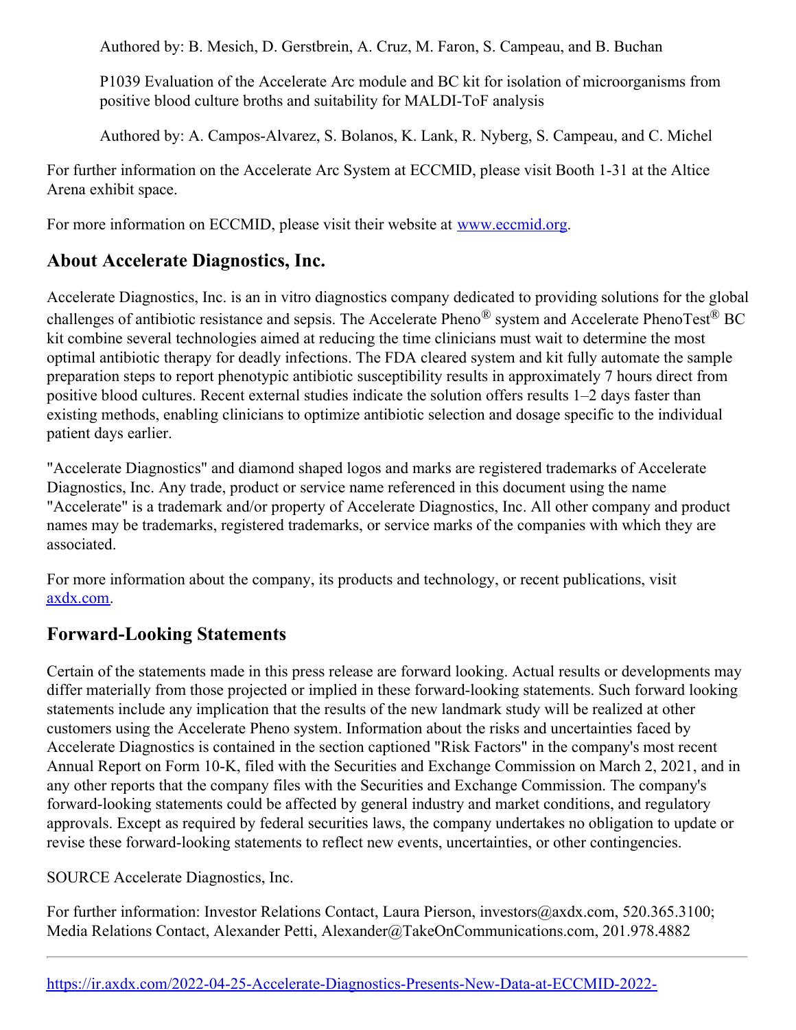Authored by: B. Mesich, D. Gerstbrein, A. Cruz, M. Faron, S. Campeau, and B. Buchan

P1039 Evaluation of the Accelerate Arc module and BC kit for isolation of microorganisms from positive blood culture broths and suitability for MALDI-ToF analysis

Authored by: A. Campos-Alvarez, S. Bolanos, K. Lank, R. Nyberg, S. Campeau, and C. Michel

For further information on the Accelerate Arc System at ECCMID, please visit Booth 1-31 at the Altice Arena exhibit space.

For more information on ECCMID, please visit their website at [www.eccmid.org](www.eccmid.org).

## About Accelerate Diagnostics, Inc.

Accelerate Diagnostics, Inc. is an in vitro diagnostics company dedicated to providing solutions for the global challenges of antibiotic resistance and sepsis. The Accelerate Pheno® system and Accelerate PhenoTest® BC kit combine several technologies aimed at reducing the time clinicians must wait to determine the most optimal antibiotic therapy for deadly infections. The FDA cleared system and kit fully automate the sample preparation steps to report phenotypic antibiotic susceptibility results in approximately 7 hours direct from positive blood cultures. Recent external studies indicate the solution offers results 1–2 days faster than existing methods, enabling clinicians to optimize antibiotic selection and dosage specific to the individual patient days earlier.

"Accelerate Diagnostics" and diamond shaped logos and marks are registered trademarks of Accelerate Diagnostics, Inc. Any trade, product or service name referenced in this document using the name "Accelerate" is a trademark and/or property of Accelerate Diagnostics, Inc. All other company and product names may be trademarks, registered trademarks, or service marks of the companies with which they are associated.

For more information about the company, its products and technology, or recent publications, visit [axdx.com](axdx.com).

## Forward-Looking Statements

Certain of the statements made in this press release are forward looking. Actual results or developments may differ materially from those projected or implied in these forward-looking statements. Such forward looking statements include any implication that the results of the new landmark study will be realized at other customers using the Accelerate Pheno system. Information about the risks and uncertainties faced by Accelerate Diagnostics is contained in the section captioned "Risk Factors" in the company's most recent Annual Report on Form 10-K, filed with the Securities and Exchange Commission on March 2, 2021, and in any other reports that the company files with the Securities and Exchange Commission. The company's forward-looking statements could be affected by general industry and market conditions, and regulatory approvals. Except as required by federal securities laws, the company undertakes no obligation to update or revise these forward-looking statements to reflect new events, uncertainties, or other contingencies.

SOURCE Accelerate Diagnostics, Inc.

For further information: Investor Relations Contact, Laura Pierson, investors@axdx.com, 520.365.3100; Media Relations Contact, Alexander Petti, Alexander@TakeOnCommunications.com, 201.978.4882

https://ir.axdx.com/2022-04-25-Accelerate-Diagnostics-Presents-New-Data-at-ECCMID-2022-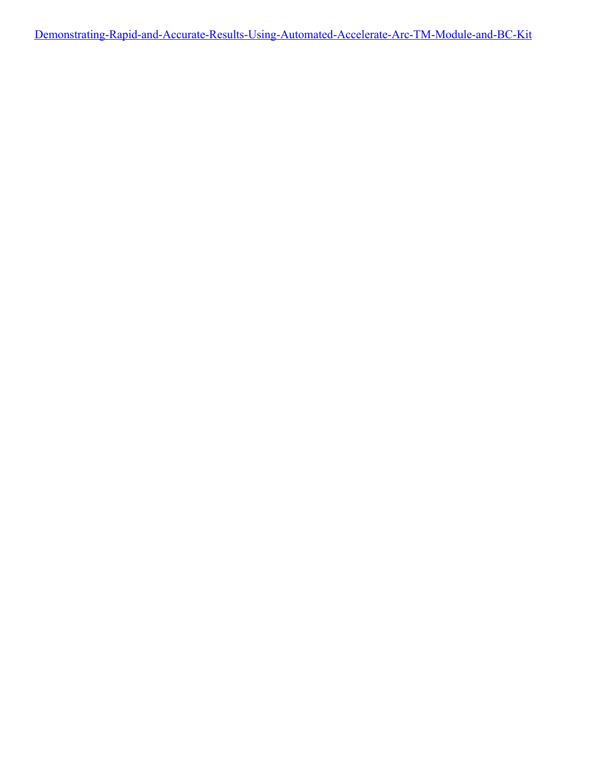[Demonstrating-Rapid-and-Accurate-Results-Using-Automated-Accelerate-Arc-TM-Module-and-BC-Kit]